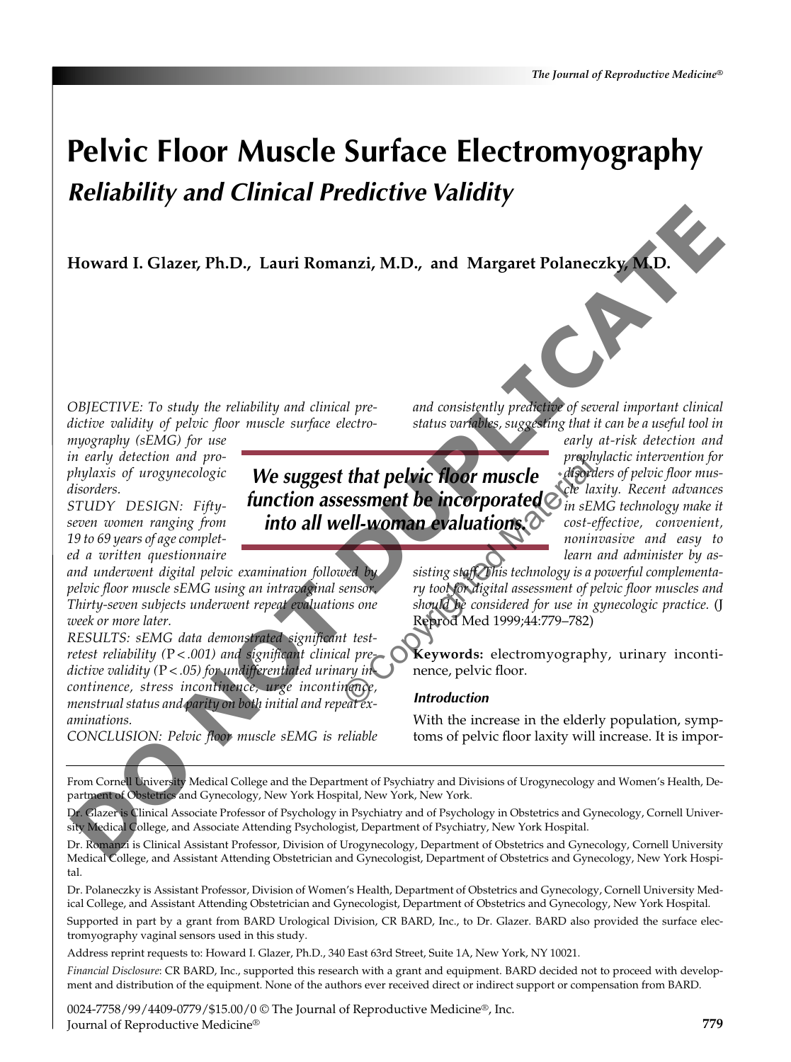# Pelvic Floor Muscle Surface Electromyography

## *Reliability and Clinical Predictive Validity*

**Howard I. Glazer, Ph.D., Lauri Romanzi, M.D., and Margaret Polaneczky, M.D.**

*OBJECTIVE: To study the reliability and clinical predictive validity of pelvic floor muscle surface electromyography (sEMG) for use in early detection and prophylaxis of urogynecologic disorders.*

*STUDY DESIGN: Fifty-seven women ranging from 19 to 69 years of age completed a written questionnaire and underwent digital pelvic examination followed by pelvic floor muscle sEMG using an intravaginal sensor. Thirty-seven subjects underwent repeat evaluations one week or more later.*

*RESULTS: sEMG data demonstrated significant test-retest reliability ($P < .001$) and significant clinical predictive validity ($P < .05$) for undifferentiated urinary incontinence, stress incontinence, urge incontinence, menstrual status and parity on both initial and repeat examinations.*

*CONCLUSION: Pelvic floor muscle sEMG is reliable and consistently predictive of several important clinical status variables, suggesting that it can be a useful tool in early at-risk detection and prophylactic intervention for disorders of pelvic floor muscle laxity. Recent advances in sEMG technology make it cost-effective, convenient, noninvasive and easy to learn and administer by assisting staff. This technology is a powerful complementary tool for digital assessment of pelvic floor muscles and should be considered for use in gynecologic practice.* (J Reprod Med 1999;44:779–782)

**We suggest that pelvic floor muscle function assessment be incorporated into all well-woman evaluations.**

**Keywords:** electromyography, urinary incontinence, pelvic floor.

### *Introduction*

With the increase in the elderly population, symptoms of pelvic floor laxity will increase. It is impor-

---

From Cornell University Medical College and the Department of Psychiatry and Divisions of Urogynecology and Women's Health, Department of Obstetrics and Gynecology, New York Hospital, New York, New York.

Dr. Glazer is Clinical Associate Professor of Psychology in Psychiatry and of Psychology in Obstetrics and Gynecology, Cornell University Medical College, and Associate Attending Psychologist, Department of Psychiatry, New York Hospital.

Dr. Romanzi is Clinical Assistant Professor, Division of Urogynecology, Department of Obstetrics and Gynecology, Cornell University Medical College, and Assistant Attending Obstetrician and Gynecologist, Department of Obstetrics and Gynecology, New York Hospital.

Dr. Polaneczky is Assistant Professor, Division of Women's Health, Department of Obstetrics and Gynecology, Cornell University Medical College, and Assistant Attending Obstetrician and Gynecologist, Department of Obstetrics and Gynecology, New York Hospital.

Supported in part by a grant from BARD Urological Division, CR BARD, Inc., to Dr. Glazer. BARD also provided the surface electromyography vaginal sensors used in this study.

Address reprint requests to: Howard I. Glazer, Ph.D., 340 East 63rd Street, Suite 1A, New York, NY 10021.

*Financial Disclosure*: CR BARD, Inc., supported this research with a grant and equipment. BARD decided not to proceed with development and distribution of the equipment. None of the authors ever received direct or indirect support or compensation from BARD.

0024-7758/99/4409-0779/$15.00/0 © The Journal of Reproductive Medicine®, Inc.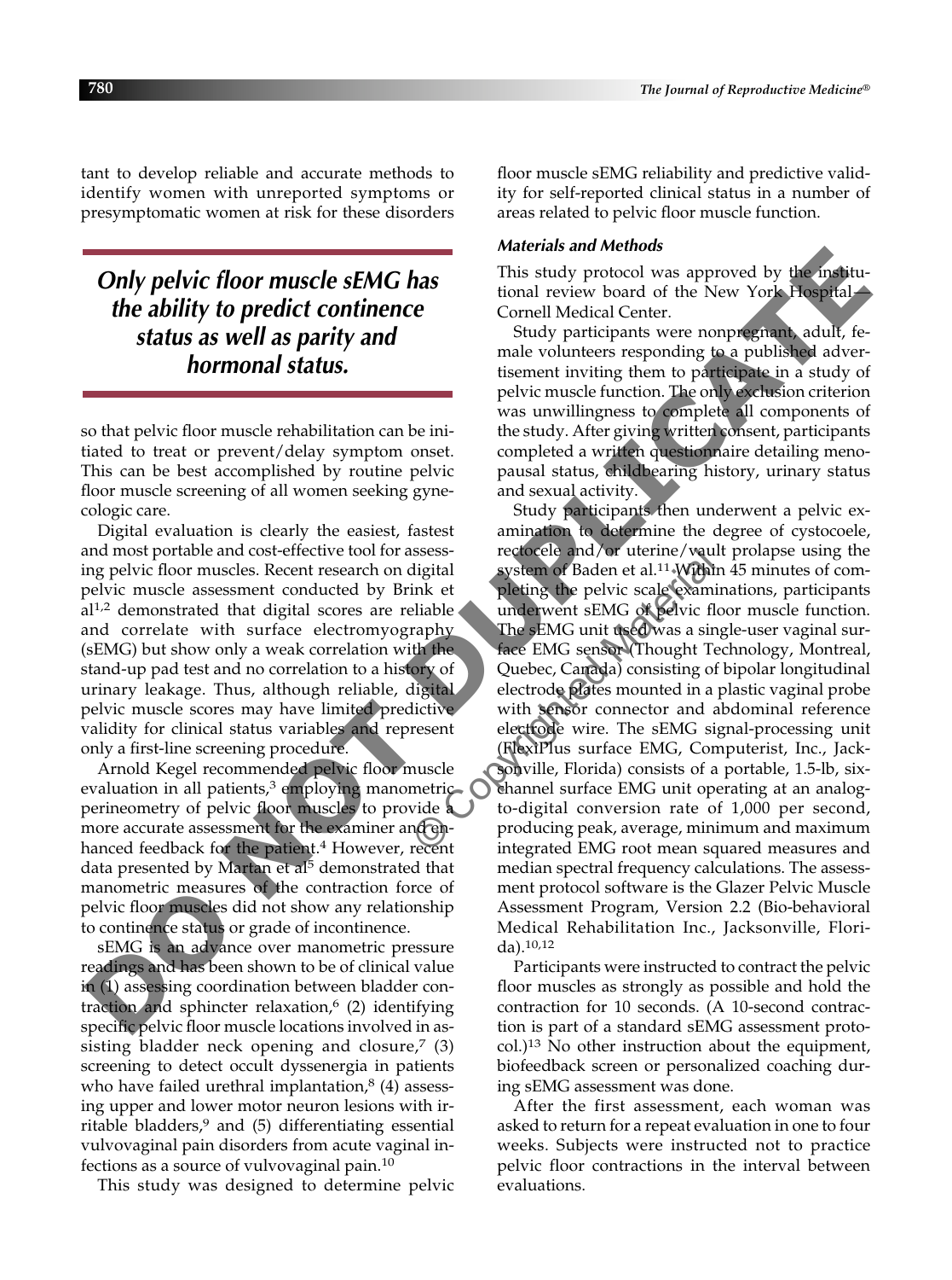tant to develop reliable and accurate methods to identify women with unreported symptoms or presymptomatic women at risk for these disorders so that pelvic floor muscle rehabilitation can be initiated to treat or prevent/delay symptom onset. This can be best accomplished by routine pelvic floor muscle screening of all women seeking gynecologic care.

> ***Only pelvic floor muscle sEMG has the ability to predict continence status as well as parity and hormonal status.***

Digital evaluation is clearly the easiest, fastest and most portable and cost-effective tool for assessing pelvic floor muscles. Recent research on digital pelvic muscle assessment conducted by Brink et al[1,2] demonstrated that digital scores are reliable and correlate with surface electromyography (sEMG) but show only a weak correlation with the stand-up pad test and no correlation to a history of urinary leakage. Thus, although reliable, digital pelvic muscle scores may have limited predictive validity for clinical status variables and represent only a first-line screening procedure.

Arnold Kegel recommended pelvic floor muscle evaluation in all patients,[3] employing manometric perineometry of pelvic floor muscles to provide a more accurate assessment for the examiner and enhanced feedback for the patient.[4] However, recent data presented by Martan et al[5] demonstrated that manometric measures of the contraction force of pelvic floor muscles did not show any relationship to continence status or grade of incontinence.

sEMG is an advance over manometric pressure readings and has been shown to be of clinical value in (1) assessing coordination between bladder contraction and sphincter relaxation,[6] (2) identifying specific pelvic floor muscle locations involved in assisting bladder neck opening and closure,[7] (3) screening to detect occult dyssenergia in patients who have failed urethral implantation,[8] (4) assessing upper and lower motor neuron lesions with irritable bladders,[9] and (5) differentiating essential vulvovaginal pain disorders from acute vaginal infections as a source of vulvovaginal pain.[10]

This study was designed to determine pelvic floor muscle sEMG reliability and predictive validity for self-reported clinical status in a number of areas related to pelvic floor muscle function.

### *Materials and Methods*

This study protocol was approved by the institutional review board of the New York Hospital—Cornell Medical Center.

Study participants were nonpregnant, adult, female volunteers responding to a published advertisement inviting them to participate in a study of pelvic muscle function. The only exclusion criterion was unwillingness to complete all components of the study. After giving written consent, participants completed a written questionnaire detailing menopausal status, childbearing history, urinary status and sexual activity.

Study participants then underwent a pelvic examination to determine the degree of cystocoele, rectocele and/or uterine/vault prolapse using the system of Baden et al.[11] Within 45 minutes of completing the pelvic scale examinations, participants underwent sEMG of pelvic floor muscle function. The sEMG unit used was a single-user vaginal surface EMG sensor (Thought Technology, Montreal, Quebec, Canada) consisting of bipolar longitudinal electrode plates mounted in a plastic vaginal probe with sensor connector and abdominal reference electrode wire. The sEMG signal-processing unit (FlexiPlus surface EMG, Computerist, Inc., Jacksonville, Florida) consists of a portable, 1.5-lb, six-channel surface EMG unit operating at an analog-to-digital conversion rate of 1,000 per second, producing peak, average, minimum and maximum integrated EMG root mean squared measures and median spectral frequency calculations. The assessment protocol software is the Glazer Pelvic Muscle Assessment Program, Version 2.2 (Bio-behavioral Medical Rehabilitation Inc., Jacksonville, Florida).[10,12]

Participants were instructed to contract the pelvic floor muscles as strongly as possible and hold the contraction for 10 seconds. (A 10-second contraction is part of a standard sEMG assessment protocol.)[13] No other instruction about the equipment, biofeedback screen or personalized coaching during sEMG assessment was done.

After the first assessment, each woman was asked to return for a repeat evaluation in one to four weeks. Subjects were instructed not to practice pelvic floor contractions in the interval between evaluations.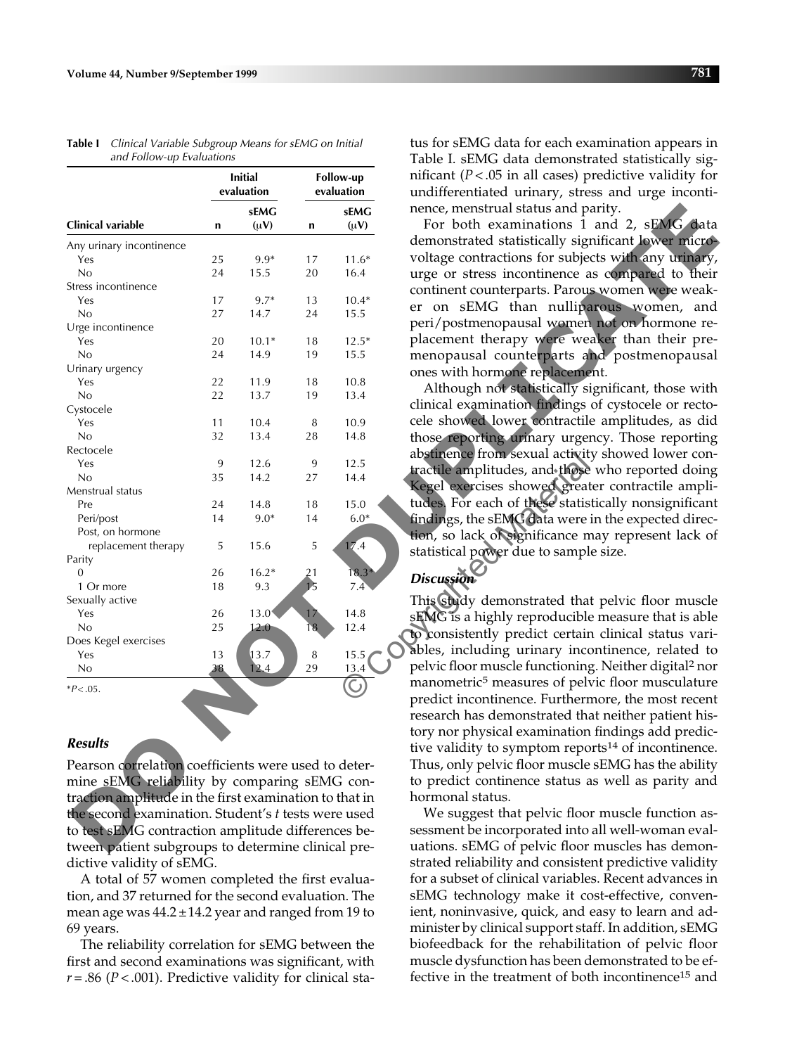**Table I** *Clinical Variable Subgroup Means for sEMG on Initial and Follow-up Evaluations*

| | Initial evaluation | | Follow-up evaluation | |
|---|---|---|---|---|
| **Clinical variable** | **n** | **sEMG (μV)** | **n** | **sEMG (μV)** |
| Any urinary incontinence | | | | |
| Yes | 25 | 9.9* | 17 | 11.6* |
| No | 24 | 15.5 | 20 | 16.4 |
| Stress incontinence | | | | |
| Yes | 17 | 9.7* | 13 | 10.4* |
| No | 27 | 14.7 | 24 | 15.5 |
| Urge incontinence | | | | |
| Yes | 20 | 10.1* | 18 | 12.5* |
| No | 24 | 14.9 | 19 | 15.5 |
| Urinary urgency | | | | |
| Yes | 22 | 11.9 | 18 | 10.8 |
| No | 22 | 13.7 | 19 | 13.4 |
| Cystocele | | | | |
| Yes | 11 | 10.4 | 8 | 10.9 |
| No | 32 | 13.4 | 28 | 14.8 |
| Rectocele | | | | |
| Yes | 9 | 12.6 | 9 | 12.5 |
| No | 35 | 14.2 | 27 | 14.4 |
| Menstrual status | | | | |
| Pre | 24 | 14.8 | 18 | 15.0 |
| Peri/post | 14 | 9.0* | 14 | 6.0* |
| Post, on hormone replacement therapy | 5 | 15.6 | 5 | 17.4 |
| Parity | | | | |
| 0 | 26 | 16.2* | 21 | 18.3* |
| 1 Or more | 18 | 9.3 | 15 | 7.4 |
| Sexually active | | | | |
| Yes | 26 | 13.0 | 17 | 14.8 |
| No | 25 | 12.0 | 18 | 12.4 |
| Does Kegel exercises | | | | |
| Yes | 13 | 13.7 | 8 | 15.5 |
| No | 38 | 12.4 | 29 | 13.4 |

*$P < .05$.

### *Results*

Pearson correlation coefficients were used to determine sEMG reliability by comparing sEMG contraction amplitude in the first examination to that in the second examination. Student's *t* tests were used to test sEMG contraction amplitude differences between patient subgroups to determine clinical predictive validity of sEMG.

A total of 57 women completed the first evaluation, and 37 returned for the second evaluation. The mean age was $44.2 \pm 14.2$ year and ranged from 19 to 69 years.

The reliability correlation for sEMG between the first and second examinations was significant, with $r = .86$ ($P < .001$). Predictive validity for clinical status for sEMG data for each examination appears in Table I. sEMG data demonstrated statistically significant ($P < .05$ in all cases) predictive validity for undifferentiated urinary, stress and urge incontinence, menstrual status and parity.

For both examinations 1 and 2, sEMG data demonstrated statistically significant lower microvoltage contractions for subjects with any urinary, urge or stress incontinence as compared to their continent counterparts. Parous women were weaker on sEMG than nulliparous women, and peri/postmenopausal women not on hormone replacement therapy were weaker than their premenopausal counterparts and postmenopausal ones with hormone replacement.

Although not statistically significant, those with clinical examination findings of cystocele or rectocele showed lower contractile amplitudes, as did those reporting urinary urgency. Those reporting abstinence from sexual activity showed lower contractile amplitudes, and those who reported doing Kegel exercises showed greater contractile amplitudes. For each of these statistically nonsignificant findings, the sEMG data were in the expected direction, so lack of significance may represent lack of statistical power due to sample size.

### *Discussion*

This study demonstrated that pelvic floor muscle sEMG is a highly reproducible measure that is able to consistently predict certain clinical status variables, including urinary incontinence, related to pelvic floor muscle functioning. Neither digital[2] nor manometric[5] measures of pelvic floor musculature predict incontinence. Furthermore, the most recent research has demonstrated that neither patient history nor physical examination findings add predictive validity to symptom reports[14] of incontinence. Thus, only pelvic floor muscle sEMG has the ability to predict continence status as well as parity and hormonal status.

We suggest that pelvic floor muscle function assessment be incorporated into all well-woman evaluations. sEMG of pelvic floor muscles has demonstrated reliability and consistent predictive validity for a subset of clinical variables. Recent advances in sEMG technology make it cost-effective, convenient, noninvasive, quick, and easy to learn and administer by clinical support staff. In addition, sEMG biofeedback for the rehabilitation of pelvic floor muscle dysfunction has been demonstrated to be effective in the treatment of both incontinence[15] and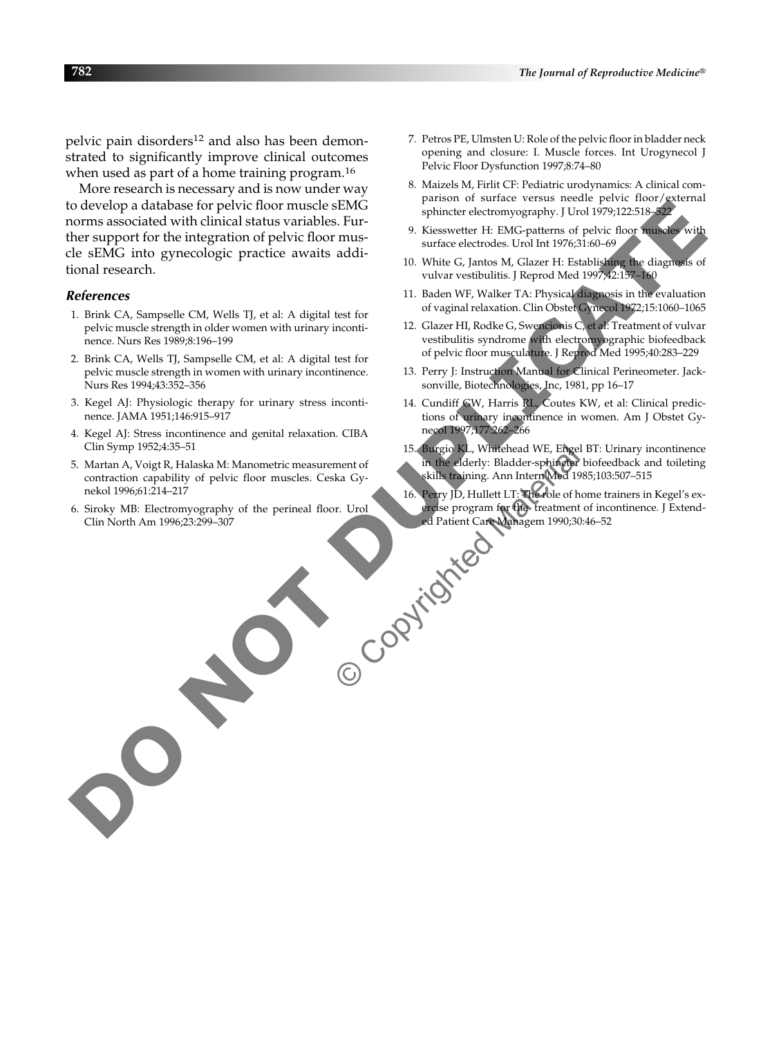pelvic pain disorders[12] and also has been demonstrated to significantly improve clinical outcomes when used as part of a home training program.[16]

More research is necessary and is now under way to develop a database for pelvic floor muscle sEMG norms associated with clinical status variables. Further support for the integration of pelvic floor muscle sEMG into gynecologic practice awaits additional research.

### References

1. Brink CA, Sampselle CM, Wells TJ, et al: A digital test for pelvic muscle strength in older women with urinary incontinence. Nurs Res 1989;8:196–199
2. Brink CA, Wells TJ, Sampselle CM, et al: A digital test for pelvic muscle strength in women with urinary incontinence. Nurs Res 1994;43:352–356
3. Kegel AJ: Physiologic therapy for urinary stress incontinence. JAMA 1951;146:915–917
4. Kegel AJ: Stress incontinence and genital relaxation. CIBA Clin Symp 1952;4:35–51
5. Martan A, Voigt R, Halaska M: Manometric measurement of contraction capability of pelvic floor muscles. Ceska Gynekol 1996;61:214–217
6. Siroky MB: Electromyography of the perineal floor. Urol Clin North Am 1996;23:299–307
7. Petros PE, Ulmsten U: Role of the pelvic floor in bladder neck opening and closure: I. Muscle forces. Int Urogynecol J Pelvic Floor Dysfunction 1997;8:74–80
8. Maizels M, Firlit CF: Pediatric urodynamics: A clinical comparison of surface versus needle pelvic floor/external sphincter electromyography. J Urol 1979;122:518–522
9. Kiesswetter H: EMG-patterns of pelvic floor muscles with surface electrodes. Urol Int 1976;31:60–69
10. White G, Jantos M, Glazer H: Establishing the diagnosis of vulvar vestibulitis. J Reprod Med 1997;42:157–160
11. Baden WF, Walker TA: Physical diagnosis in the evaluation of vaginal relaxation. Clin Obstet Gynecol 1972;15:1060–1065
12. Glazer HI, Rodke G, Swencionis C, et al: Treatment of vulvar vestibulitis syndrome with electromyographic biofeedback of pelvic floor musculature. J Reprod Med 1995;40:283–229
13. Perry J: Instruction Manual for Clinical Perineometer. Jacksonville, Biotechnologies, Inc, 1981, pp 16–17
14. Cundiff GW, Harris RL, Coutes KW, et al: Clinical predictions of urinary incontinence in women. Am J Obstet Gynecol 1997;177:262–266
15. Burgio KL, Whitehead WE, Engel BT: Urinary incontinence in the elderly: Bladder-sphincter biofeedback and toileting skills training. Ann Intern Med 1985;103:507–515
16. Perry JD, Hullett LT: The role of home trainers in Kegel's exercise program for the treatment of incontinence. J Extended Patient Care Managem 1990;30:46–52